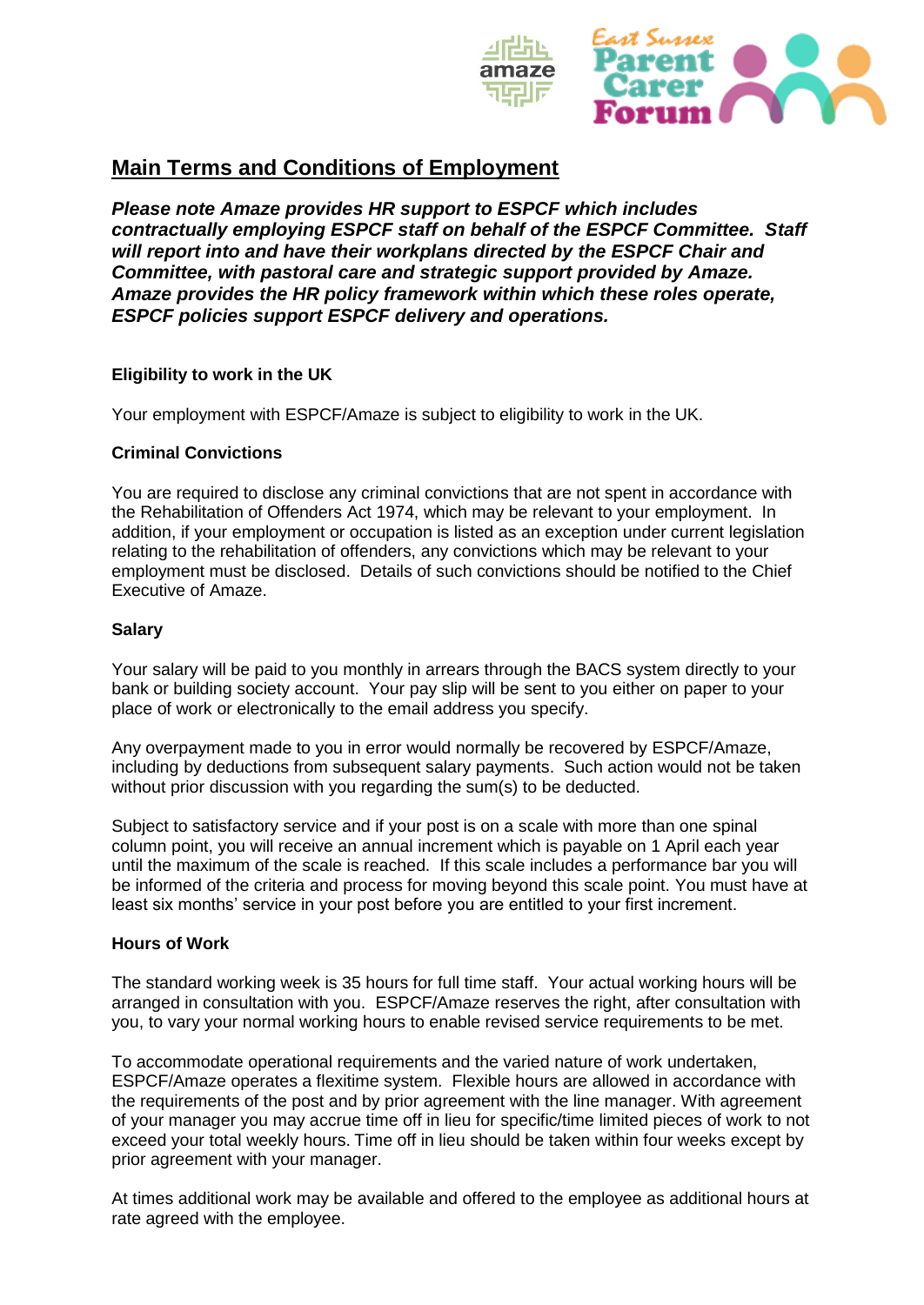# Main Terms and Conditions of Employment

***Please note Amaze provides HR support to ESPCF which includes contractually employing ESPCF staff on behalf of the ESPCF Committee. Staff will report into and have their workplans directed by the ESPCF Chair and Committee, with pastoral care and strategic support provided by Amaze. Amaze provides the HR policy framework within which these roles operate, ESPCF policies support ESPCF delivery and operations.***

### Eligibility to work in the UK

Your employment with ESPCF/Amaze is subject to eligibility to work in the UK.

### Criminal Convictions

You are required to disclose any criminal convictions that are not spent in accordance with the Rehabilitation of Offenders Act 1974, which may be relevant to your employment. In addition, if your employment or occupation is listed as an exception under current legislation relating to the rehabilitation of offenders, any convictions which may be relevant to your employment must be disclosed. Details of such convictions should be notified to the Chief Executive of Amaze.

### Salary

Your salary will be paid to you monthly in arrears through the BACS system directly to your bank or building society account. Your pay slip will be sent to you either on paper to your place of work or electronically to the email address you specify.

Any overpayment made to you in error would normally be recovered by ESPCF/Amaze, including by deductions from subsequent salary payments. Such action would not be taken without prior discussion with you regarding the sum(s) to be deducted.

Subject to satisfactory service and if your post is on a scale with more than one spinal column point, you will receive an annual increment which is payable on 1 April each year until the maximum of the scale is reached. If this scale includes a performance bar you will be informed of the criteria and process for moving beyond this scale point. You must have at least six months' service in your post before you are entitled to your first increment.

### Hours of Work

The standard working week is 35 hours for full time staff. Your actual working hours will be arranged in consultation with you. ESPCF/Amaze reserves the right, after consultation with you, to vary your normal working hours to enable revised service requirements to be met.

To accommodate operational requirements and the varied nature of work undertaken, ESPCF/Amaze operates a flexitime system. Flexible hours are allowed in accordance with the requirements of the post and by prior agreement with the line manager. With agreement of your manager you may accrue time off in lieu for specific/time limited pieces of work to not exceed your total weekly hours. Time off in lieu should be taken within four weeks except by prior agreement with your manager.

At times additional work may be available and offered to the employee as additional hours at rate agreed with the employee.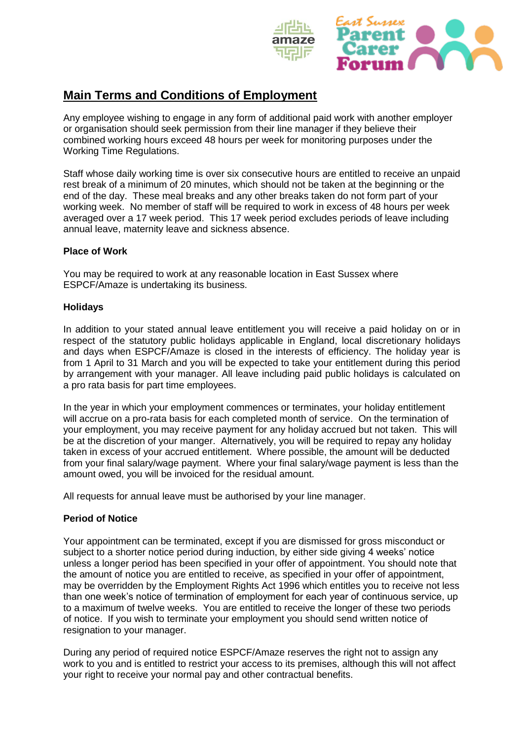## Main Terms and Conditions of Employment

Any employee wishing to engage in any form of additional paid work with another employer or organisation should seek permission from their line manager if they believe their combined working hours exceed 48 hours per week for monitoring purposes under the Working Time Regulations.

Staff whose daily working time is over six consecutive hours are entitled to receive an unpaid rest break of a minimum of 20 minutes, which should not be taken at the beginning or the end of the day. These meal breaks and any other breaks taken do not form part of your working week. No member of staff will be required to work in excess of 48 hours per week averaged over a 17 week period. This 17 week period excludes periods of leave including annual leave, maternity leave and sickness absence.

**Place of Work**

You may be required to work at any reasonable location in East Sussex where ESPCF/Amaze is undertaking its business.

**Holidays**

In addition to your stated annual leave entitlement you will receive a paid holiday on or in respect of the statutory public holidays applicable in England, local discretionary holidays and days when ESPCF/Amaze is closed in the interests of efficiency. The holiday year is from 1 April to 31 March and you will be expected to take your entitlement during this period by arrangement with your manager. All leave including paid public holidays is calculated on a pro rata basis for part time employees.

In the year in which your employment commences or terminates, your holiday entitlement will accrue on a pro-rata basis for each completed month of service. On the termination of your employment, you may receive payment for any holiday accrued but not taken. This will be at the discretion of your manger. Alternatively, you will be required to repay any holiday taken in excess of your accrued entitlement. Where possible, the amount will be deducted from your final salary/wage payment. Where your final salary/wage payment is less than the amount owed, you will be invoiced for the residual amount.

All requests for annual leave must be authorised by your line manager.

**Period of Notice**

Your appointment can be terminated, except if you are dismissed for gross misconduct or subject to a shorter notice period during induction, by either side giving 4 weeks' notice unless a longer period has been specified in your offer of appointment. You should note that the amount of notice you are entitled to receive, as specified in your offer of appointment, may be overridden by the Employment Rights Act 1996 which entitles you to receive not less than one week's notice of termination of employment for each year of continuous service, up to a maximum of twelve weeks. You are entitled to receive the longer of these two periods of notice. If you wish to terminate your employment you should send written notice of resignation to your manager.

During any period of required notice ESPCF/Amaze reserves the right not to assign any work to you and is entitled to restrict your access to its premises, although this will not affect your right to receive your normal pay and other contractual benefits.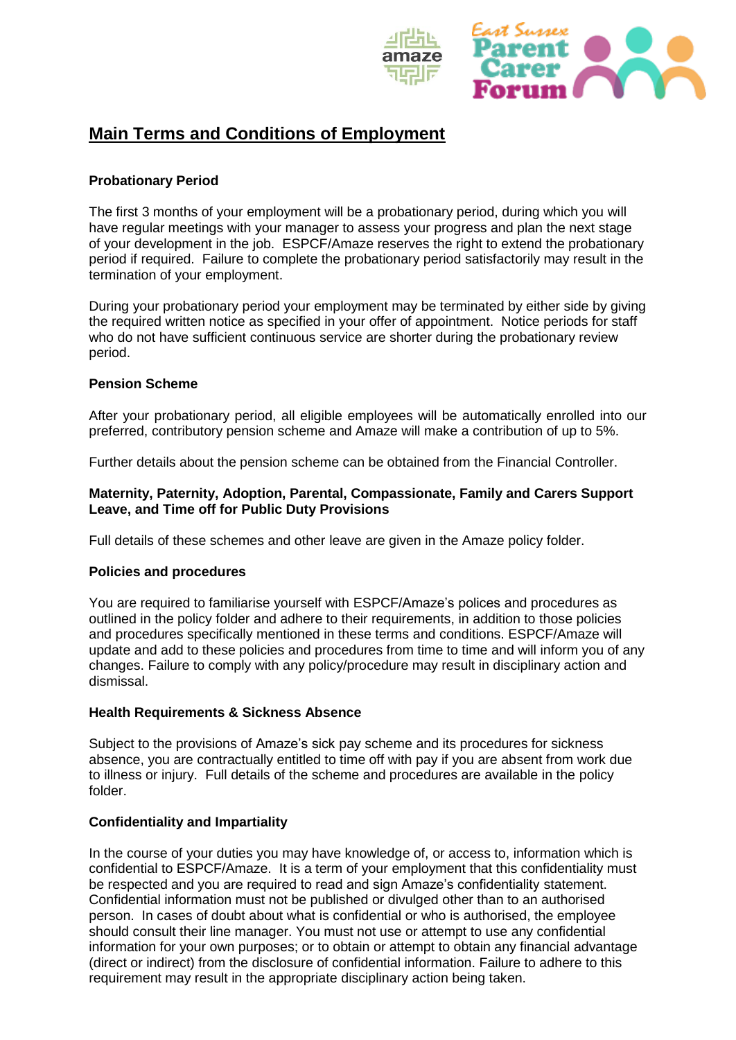## Main Terms and Conditions of Employment

**Probationary Period**

The first 3 months of your employment will be a probationary period, during which you will have regular meetings with your manager to assess your progress and plan the next stage of your development in the job. ESPCF/Amaze reserves the right to extend the probationary period if required. Failure to complete the probationary period satisfactorily may result in the termination of your employment.

During your probationary period your employment may be terminated by either side by giving the required written notice as specified in your offer of appointment. Notice periods for staff who do not have sufficient continuous service are shorter during the probationary review period.

**Pension Scheme**

After your probationary period, all eligible employees will be automatically enrolled into our preferred, contributory pension scheme and Amaze will make a contribution of up to 5%.

Further details about the pension scheme can be obtained from the Financial Controller.

**Maternity, Paternity, Adoption, Parental, Compassionate, Family and Carers Support Leave, and Time off for Public Duty Provisions**

Full details of these schemes and other leave are given in the Amaze policy folder.

**Policies and procedures**

You are required to familiarise yourself with ESPCF/Amaze's polices and procedures as outlined in the policy folder and adhere to their requirements, in addition to those policies and procedures specifically mentioned in these terms and conditions. ESPCF/Amaze will update and add to these policies and procedures from time to time and will inform you of any changes. Failure to comply with any policy/procedure may result in disciplinary action and dismissal.

**Health Requirements & Sickness Absence**

Subject to the provisions of Amaze's sick pay scheme and its procedures for sickness absence, you are contractually entitled to time off with pay if you are absent from work due to illness or injury. Full details of the scheme and procedures are available in the policy folder.

**Confidentiality and Impartiality**

In the course of your duties you may have knowledge of, or access to, information which is confidential to ESPCF/Amaze. It is a term of your employment that this confidentiality must be respected and you are required to read and sign Amaze's confidentiality statement. Confidential information must not be published or divulged other than to an authorised person. In cases of doubt about what is confidential or who is authorised, the employee should consult their line manager. You must not use or attempt to use any confidential information for your own purposes; or to obtain or attempt to obtain any financial advantage (direct or indirect) from the disclosure of confidential information. Failure to adhere to this requirement may result in the appropriate disciplinary action being taken.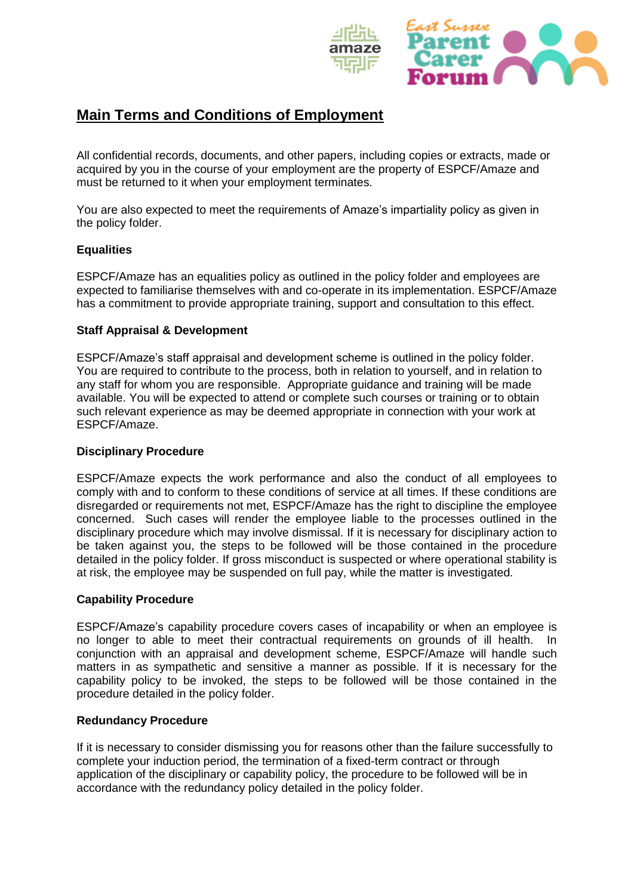## Main Terms and Conditions of Employment

All confidential records, documents, and other papers, including copies or extracts, made or acquired by you in the course of your employment are the property of ESPCF/Amaze and must be returned to it when your employment terminates.

You are also expected to meet the requirements of Amaze's impartiality policy as given in the policy folder.

**Equalities**

ESPCF/Amaze has an equalities policy as outlined in the policy folder and employees are expected to familiarise themselves with and co-operate in its implementation. ESPCF/Amaze has a commitment to provide appropriate training, support and consultation to this effect.

**Staff Appraisal & Development**

ESPCF/Amaze's staff appraisal and development scheme is outlined in the policy folder. You are required to contribute to the process, both in relation to yourself, and in relation to any staff for whom you are responsible. Appropriate guidance and training will be made available. You will be expected to attend or complete such courses or training or to obtain such relevant experience as may be deemed appropriate in connection with your work at ESPCF/Amaze.

**Disciplinary Procedure**

ESPCF/Amaze expects the work performance and also the conduct of all employees to comply with and to conform to these conditions of service at all times. If these conditions are disregarded or requirements not met, ESPCF/Amaze has the right to discipline the employee concerned. Such cases will render the employee liable to the processes outlined in the disciplinary procedure which may involve dismissal. If it is necessary for disciplinary action to be taken against you, the steps to be followed will be those contained in the procedure detailed in the policy folder. If gross misconduct is suspected or where operational stability is at risk, the employee may be suspended on full pay, while the matter is investigated.

**Capability Procedure**

ESPCF/Amaze's capability procedure covers cases of incapability or when an employee is no longer to able to meet their contractual requirements on grounds of ill health. In conjunction with an appraisal and development scheme, ESPCF/Amaze will handle such matters in as sympathetic and sensitive a manner as possible. If it is necessary for the capability policy to be invoked, the steps to be followed will be those contained in the procedure detailed in the policy folder.

**Redundancy Procedure**

If it is necessary to consider dismissing you for reasons other than the failure successfully to complete your induction period, the termination of a fixed-term contract or through application of the disciplinary or capability policy, the procedure to be followed will be in accordance with the redundancy policy detailed in the policy folder.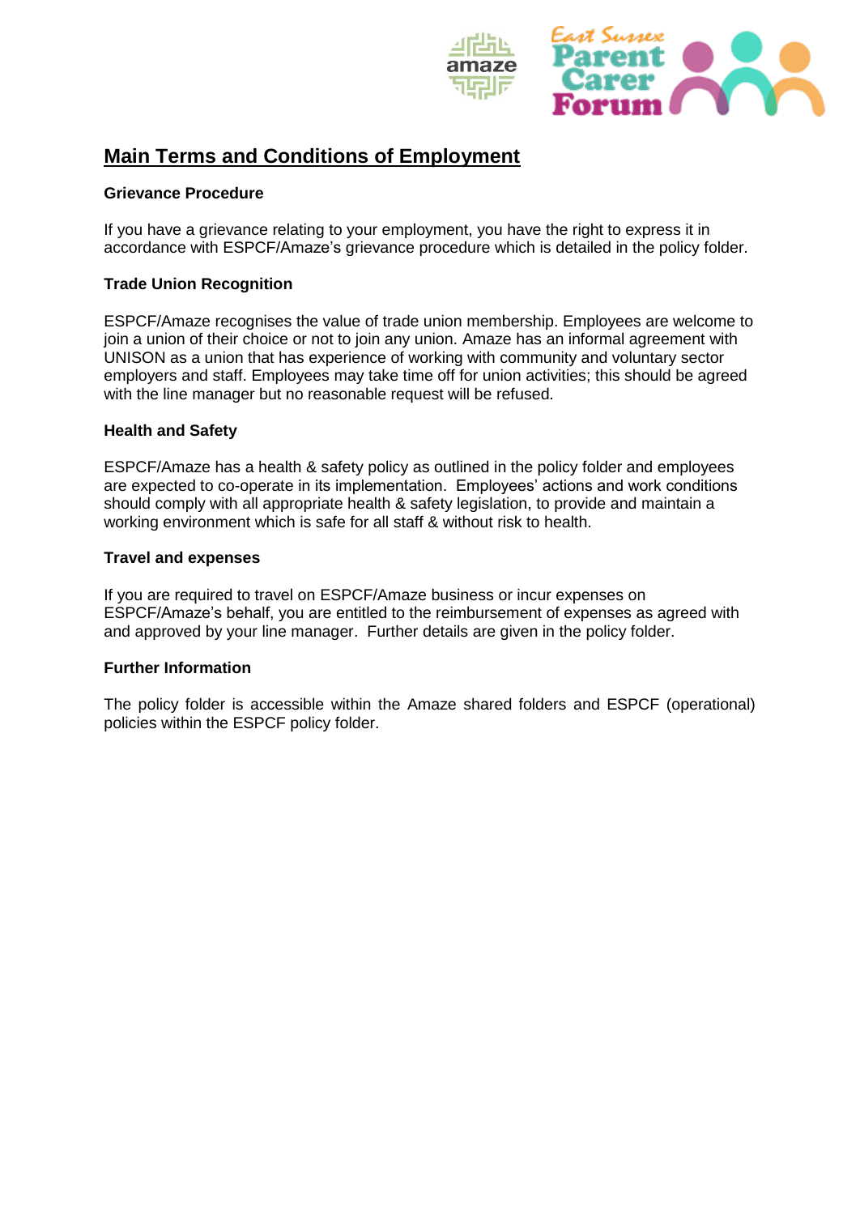## Main Terms and Conditions of Employment

**Grievance Procedure**

If you have a grievance relating to your employment, you have the right to express it in accordance with ESPCF/Amaze's grievance procedure which is detailed in the policy folder.

**Trade Union Recognition**

ESPCF/Amaze recognises the value of trade union membership. Employees are welcome to join a union of their choice or not to join any union. Amaze has an informal agreement with UNISON as a union that has experience of working with community and voluntary sector employers and staff. Employees may take time off for union activities; this should be agreed with the line manager but no reasonable request will be refused.

**Health and Safety**

ESPCF/Amaze has a health & safety policy as outlined in the policy folder and employees are expected to co-operate in its implementation. Employees' actions and work conditions should comply with all appropriate health & safety legislation, to provide and maintain a working environment which is safe for all staff & without risk to health.

**Travel and expenses**

If you are required to travel on ESPCF/Amaze business or incur expenses on ESPCF/Amaze's behalf, you are entitled to the reimbursement of expenses as agreed with and approved by your line manager. Further details are given in the policy folder.

**Further Information**

The policy folder is accessible within the Amaze shared folders and ESPCF (operational) policies within the ESPCF policy folder.